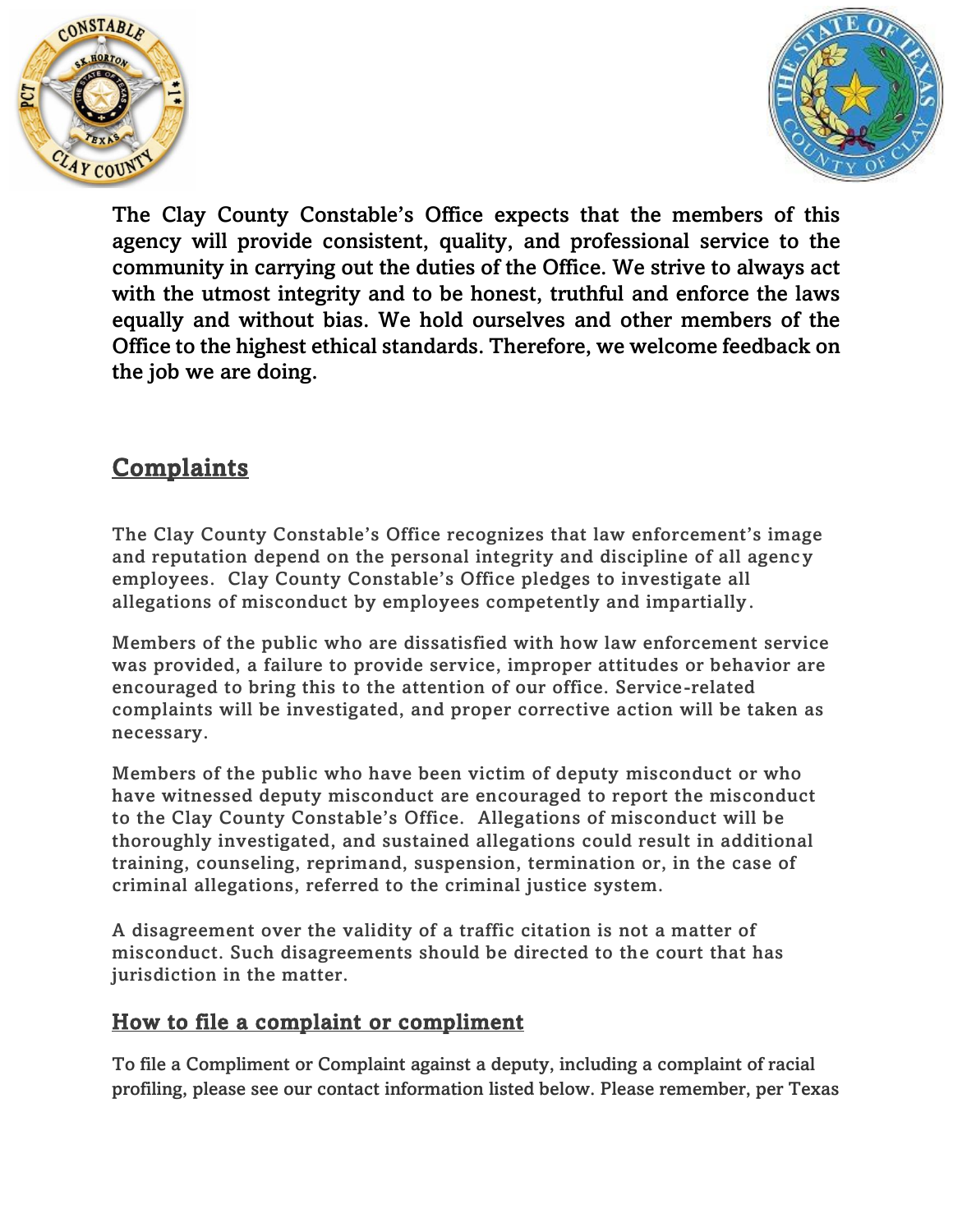The Clay County Constable's Office expects that the members of this agency will provide consistent, quality, and professional service to the community in carrying out the duties of the Office. We strive to always act with the utmost integrity and to be honest, truthful and enforce the laws equally and without bias. We hold ourselves and other members of the Office to the highest ethical standards. Therefore, we welcome feedback on the job we are doing.

## Complaints

The Clay County Constable's Office recognizes that law enforcement's image and reputation depend on the personal integrity and discipline of all agency employees. Clay County Constable's Office pledges to investigate all allegations of misconduct by employees competently and impartially.

Members of the public who are dissatisfied with how law enforcement service was provided, a failure to provide service, improper attitudes or behavior are encouraged to bring this to the attention of our office. Service-related complaints will be investigated, and proper corrective action will be taken as necessary.

Members of the public who have been victim of deputy misconduct or who have witnessed deputy misconduct are encouraged to report the misconduct to the Clay County Constable's Office. Allegations of misconduct will be thoroughly investigated, and sustained allegations could result in additional training, counseling, reprimand, suspension, termination or, in the case of criminal allegations, referred to the criminal justice system.

A disagreement over the validity of a traffic citation is not a matter of misconduct. Such disagreements should be directed to the court that has jurisdiction in the matter.

## How to file a complaint or compliment

To file a Compliment or Complaint against a deputy, including a complaint of racial profiling, please see our contact information listed below. Please remember, per Texas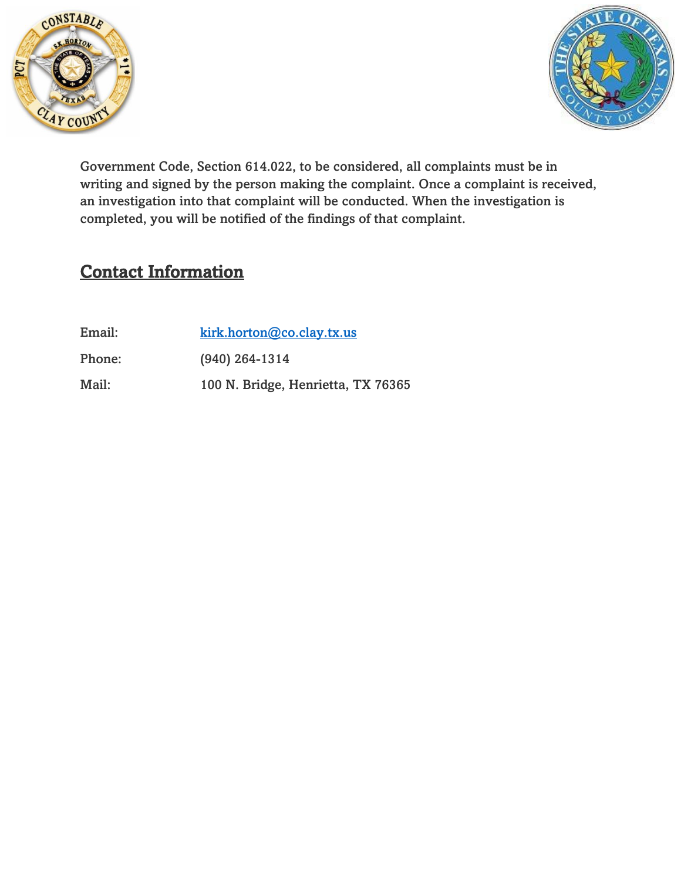Government Code, Section 614.022, to be considered, all complaints must be in writing and signed by the person making the complaint. Once a complaint is received, an investigation into that complaint will be conducted. When the investigation is completed, you will be notified of the findings of that complaint.

## Contact Information

| | |
|---|---|
| Email: | kirk.horton@co.clay.tx.us |
| Phone: | (940) 264-1314 |
| Mail: | 100 N. Bridge, Henrietta, TX 76365 |